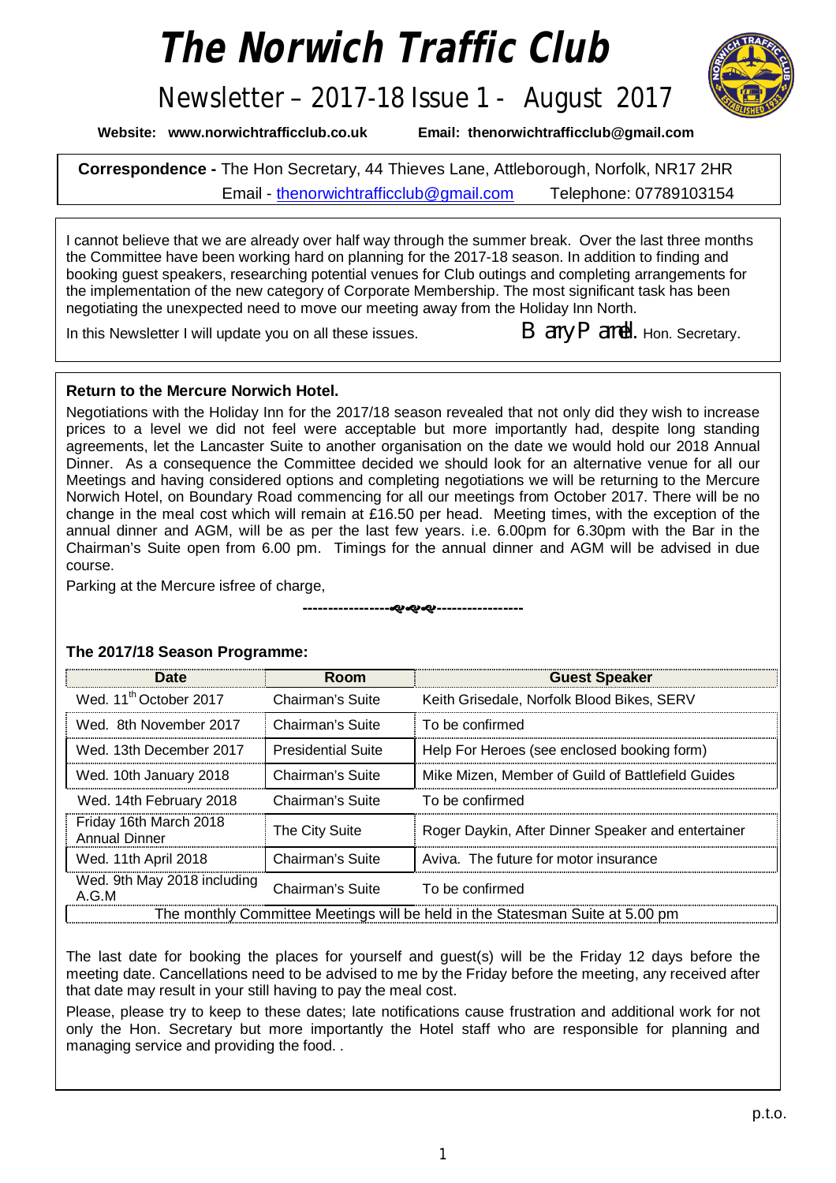# The Norwich Traffic Club

## Newsletter – 2017-18 Issue 1 - August 2017

**Website: www.norwichtrafficclub.co.uk** **Email: thenorwichtrafficclub@gmail.com**

**Correspondence -** The Hon Secretary, 44 Thieves Lane, Attleborough, Norfolk, NR17 2HR
Email - thenorwichtrafficclub@gmail.com Telephone: 07789103154

I cannot believe that we are already over half way through the summer break. Over the last three months the Committee have been working hard on planning for the 2017-18 season. In addition to finding and booking guest speakers, researching potential venues for Club outings and completing arrangements for the implementation of the new category of Corporate Membership. The most significant task has been negotiating the unexpected need to move our meeting away from the Holiday Inn North.

In this Newsletter I will update you on all these issues. Barry Parnell. Hon. Secretary.

### Return to the Mercure Norwich Hotel.

Negotiations with the Holiday Inn for the 2017/18 season revealed that not only did they wish to increase prices to a level we did not feel were acceptable but more importantly had, despite long standing agreements, let the Lancaster Suite to another organisation on the date we would hold our 2018 Annual Dinner. As a consequence the Committee decided we should look for an alternative venue for all our Meetings and having considered options and completing negotiations we will be returning to the Mercure Norwich Hotel, on Boundary Road commencing for all our meetings from October 2017. There will be no change in the meal cost which will remain at £16.50 per head. Meeting times, with the exception of the annual dinner and AGM, will be as per the last few years. i.e. 6.00pm for 6.30pm with the Bar in the Chairman's Suite open from 6.00 pm. Timings for the annual dinner and AGM will be advised in due course.

Parking at the Mercure isfree of charge,

-----------------~~~-----------------

### The 2017/18 Season Programme:

| Date | Room | Guest Speaker |
|---|---|---|
| Wed. 11th October 2017 | Chairman's Suite | Keith Grisedale, Norfolk Blood Bikes, SERV |
| Wed. 8th November 2017 | Chairman's Suite | To be confirmed |
| Wed. 13th December 2017 | Presidential Suite | Help For Heroes (see enclosed booking form) |
| Wed. 10th January 2018 | Chairman's Suite | Mike Mizen, Member of Guild of Battlefield Guides |
| Wed. 14th February 2018 | Chairman's Suite | To be confirmed |
| Friday 16th March 2018 Annual Dinner | The City Suite | Roger Daykin, After Dinner Speaker and entertainer |
| Wed. 11th April 2018 | Chairman's Suite | Aviva. The future for motor insurance |
| Wed. 9th May 2018 including A.G.M | Chairman's Suite | To be confirmed |
| The monthly Committee Meetings will be held in the Statesman Suite at 5.00 pm | | |

The last date for booking the places for yourself and guest(s) will be the Friday 12 days before the meeting date. Cancellations need to be advised to me by the Friday before the meeting, any received after that date may result in your still having to pay the meal cost.

Please, please try to keep to these dates; late notifications cause frustration and additional work for not only the Hon. Secretary but more importantly the Hotel staff who are responsible for planning and managing service and providing the food. .

p.t.o.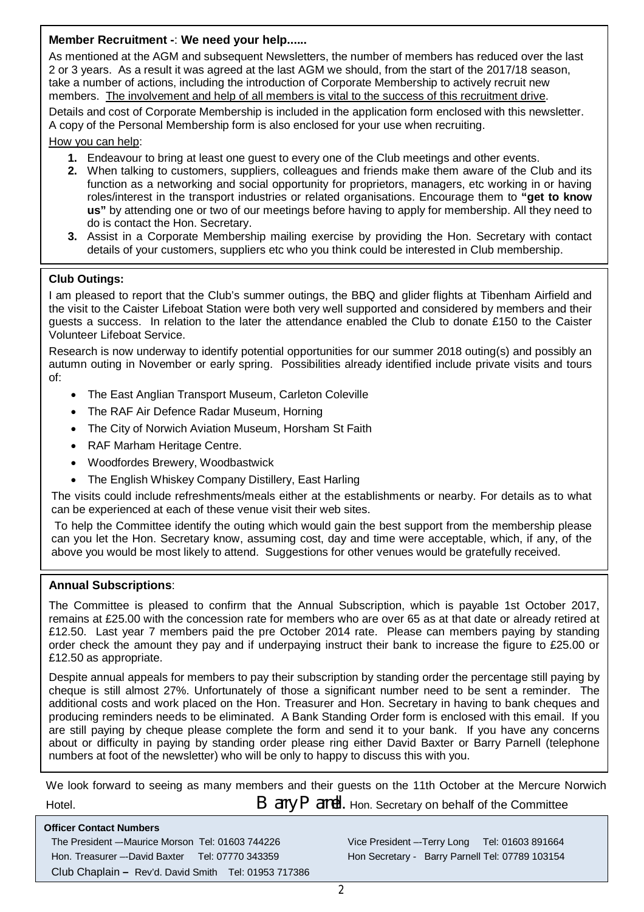**Member Recruitment -**: **We need your help......**

As mentioned at the AGM and subsequent Newsletters, the number of members has reduced over the last 2 or 3 years. As a result it was agreed at the last AGM we should, from the start of the 2017/18 season, take a number of actions, including the introduction of Corporate Membership to actively recruit new members. The involvement and help of all members is vital to the success of this recruitment drive.

Details and cost of Corporate Membership is included in the application form enclosed with this newsletter. A copy of the Personal Membership form is also enclosed for your use when recruiting.

How you can help:

1. Endeavour to bring at least one guest to every one of the Club meetings and other events.
2. When talking to customers, suppliers, colleagues and friends make them aware of the Club and its function as a networking and social opportunity for proprietors, managers, etc working in or having roles/interest in the transport industries or related organisations. Encourage them to **"get to know us"** by attending one or two of our meetings before having to apply for membership. All they need to do is contact the Hon. Secretary.
3. Assist in a Corporate Membership mailing exercise by providing the Hon. Secretary with contact details of your customers, suppliers etc who you think could be interested in Club membership.

**Club Outings:**

I am pleased to report that the Club's summer outings, the BBQ and glider flights at Tibenham Airfield and the visit to the Caister Lifeboat Station were both very well supported and considered by members and their guests a success. In relation to the later the attendance enabled the Club to donate £150 to the Caister Volunteer Lifeboat Service.

Research is now underway to identify potential opportunities for our summer 2018 outing(s) and possibly an autumn outing in November or early spring. Possibilities already identified include private visits and tours of:

- The East Anglian Transport Museum, Carleton Coleville
- The RAF Air Defence Radar Museum, Horning
- The City of Norwich Aviation Museum, Horsham St Faith
- RAF Marham Heritage Centre.
- Woodfordes Brewery, Woodbastwick
- The English Whiskey Company Distillery, East Harling

The visits could include refreshments/meals either at the establishments or nearby. For details as to what can be experienced at each of these venue visit their web sites.

To help the Committee identify the outing which would gain the best support from the membership please can you let the Hon. Secretary know, assuming cost, day and time were acceptable, which, if any, of the above you would be most likely to attend. Suggestions for other venues would be gratefully received.

**Annual Subscriptions**:

The Committee is pleased to confirm that the Annual Subscription, which is payable 1st October 2017, remains at £25.00 with the concession rate for members who are over 65 as at that date or already retired at £12.50. Last year 7 members paid the pre October 2014 rate. Please can members paying by standing order check the amount they pay and if underpaying instruct their bank to increase the figure to £25.00 or £12.50 as appropriate.

Despite annual appeals for members to pay their subscription by standing order the percentage still paying by cheque is still almost 27%. Unfortunately of those a significant number need to be sent a reminder. The additional costs and work placed on the Hon. Treasurer and Hon. Secretary in having to bank cheques and producing reminders needs to be eliminated. A Bank Standing Order form is enclosed with this email. If you are still paying by cheque please complete the form and send it to your bank. If you have any concerns about or difficulty in paying by standing order please ring either David Baxter or Barry Parnell (telephone numbers at foot of the newsletter) who will be only to happy to discuss this with you.

We look forward to seeing as many members and their guests on the 11th October at the Mercure Norwich Hotel.

Barry Parnell. Hon. Secretary on behalf of the Committee

**Officer Contact Numbers**

The President –-Maurice Morson Tel: 01603 744226

Vice President –-Terry Long Tel: 01603 891664

Hon. Treasurer –-David Baxter Tel: 07770 343359

Hon Secretary - Barry Parnell Tel: 07789 103154

Club Chaplain – Rev'd. David Smith Tel: 01953 717386